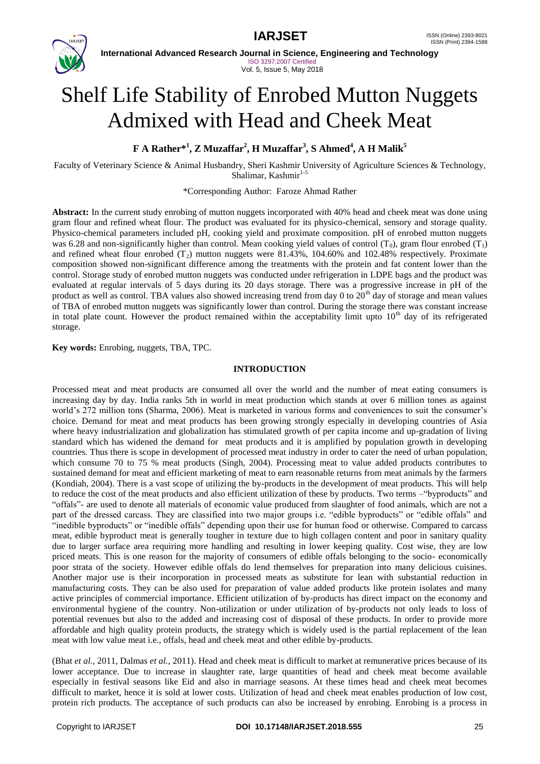# Shelf Life Stability of Enrobed Mutton Nuggets Admixed with Head and Cheek Meat

**F A Rather*[1], Z Muzaffar[2], H Muzaffar[3], S Ahmed[4], A H Malik[5]**

Faculty of Veterinary Science & Animal Husbandry, Sheri Kashmir University of Agriculture Sciences & Technology, Shalimar, Kashmir[1-5]

*Corresponding Author: Faroze Ahmad Rather

**Abstract:** In the current study enrobing of mutton nuggets incorporated with 40% head and cheek meat was done using gram flour and refined wheat flour. The product was evaluated for its physico-chemical, sensory and storage quality. Physico-chemical parameters included pH, cooking yield and proximate composition. pH of enrobed mutton nuggets was 6.28 and non-significantly higher than control. Mean cooking yield values of control ($T_0$), gram flour enrobed ($T_1$) and refined wheat flour enrobed ($T_2$) mutton nuggets were 81.43%, 104.60% and 102.48% respectively. Proximate composition showed non-significant difference among the treatments with the protein and fat content lower than the control. Storage study of enrobed mutton nuggets was conducted under refrigeration in LDPE bags and the product was evaluated at regular intervals of 5 days during its 20 days storage. There was a progressive increase in pH of the product as well as control. TBA values also showed increasing trend from day 0 to 20th day of storage and mean values of TBA of enrobed mutton nuggets was significantly lower than control. During the storage there was constant increase in total plate count. However the product remained within the acceptability limit upto 10th day of its refrigerated storage.

**Key words:** Enrobing, nuggets, TBA, TPC.

## INTRODUCTION

Processed meat and meat products are consumed all over the world and the number of meat eating consumers is increasing day by day. India ranks 5th in world in meat production which stands at over 6 million tones as against world's 272 million tons (Sharma, 2006). Meat is marketed in various forms and conveniences to suit the consumer's choice. Demand for meat and meat products has been growing strongly especially in developing countries of Asia where heavy industrialization and globalization has stimulated growth of per capita income and up-gradation of living standard which has widened the demand for meat products and it is amplified by population growth in developing countries. Thus there is scope in development of processed meat industry in order to cater the need of urban population, which consume 70 to 75 % meat products (Singh, 2004). Processing meat to value added products contributes to sustained demand for meat and efficient marketing of meat to earn reasonable returns from meat animals by the farmers (Kondiah, 2004). There is a vast scope of utilizing the by-products in the development of meat products. This will help to reduce the cost of the meat products and also efficient utilization of these by products. Two terms –"byproducts" and "offals"- are used to denote all materials of economic value produced from slaughter of food animals, which are not a part of the dressed carcass. They are classified into two major groups i.e. "edible byproducts" or "edible offals" and "inedible byproducts" or "inedible offals" depending upon their use for human food or otherwise. Compared to carcass meat, edible byproduct meat is generally tougher in texture due to high collagen content and poor in sanitary quality due to larger surface area requiring more handling and resulting in lower keeping quality. Cost wise, they are low priced meats. This is one reason for the majority of consumers of edible offals belonging to the socio- economically poor strata of the society. However edible offals do lend themselves for preparation into many delicious cuisines. Another major use is their incorporation in processed meats as substitute for lean with substantial reduction in manufacturing costs. They can be also used for preparation of value added products like protein isolates and many active principles of commercial importance. Efficient utilization of by-products has direct impact on the economy and environmental hygiene of the country. Non-utilization or under utilization of by-products not only leads to loss of potential revenues but also to the added and increasing cost of disposal of these products. In order to provide more affordable and high quality protein products, the strategy which is widely used is the partial replacement of the lean meat with low value meat i.e., offals, head and cheek meat and other edible by-products.

(Bhat *et al.,* 2011, Dalmas *et al.,* 2011). Head and cheek meat is difficult to market at remunerative prices because of its lower acceptance. Due to increase in slaughter rate, large quantities of head and cheek meat become available especially in festival seasons like Eid and also in marriage seasons. At these times head and cheek meat becomes difficult to market, hence it is sold at lower costs. Utilization of head and cheek meat enables production of low cost, protein rich products. The acceptance of such products can also be increased by enrobing. Enrobing is a process in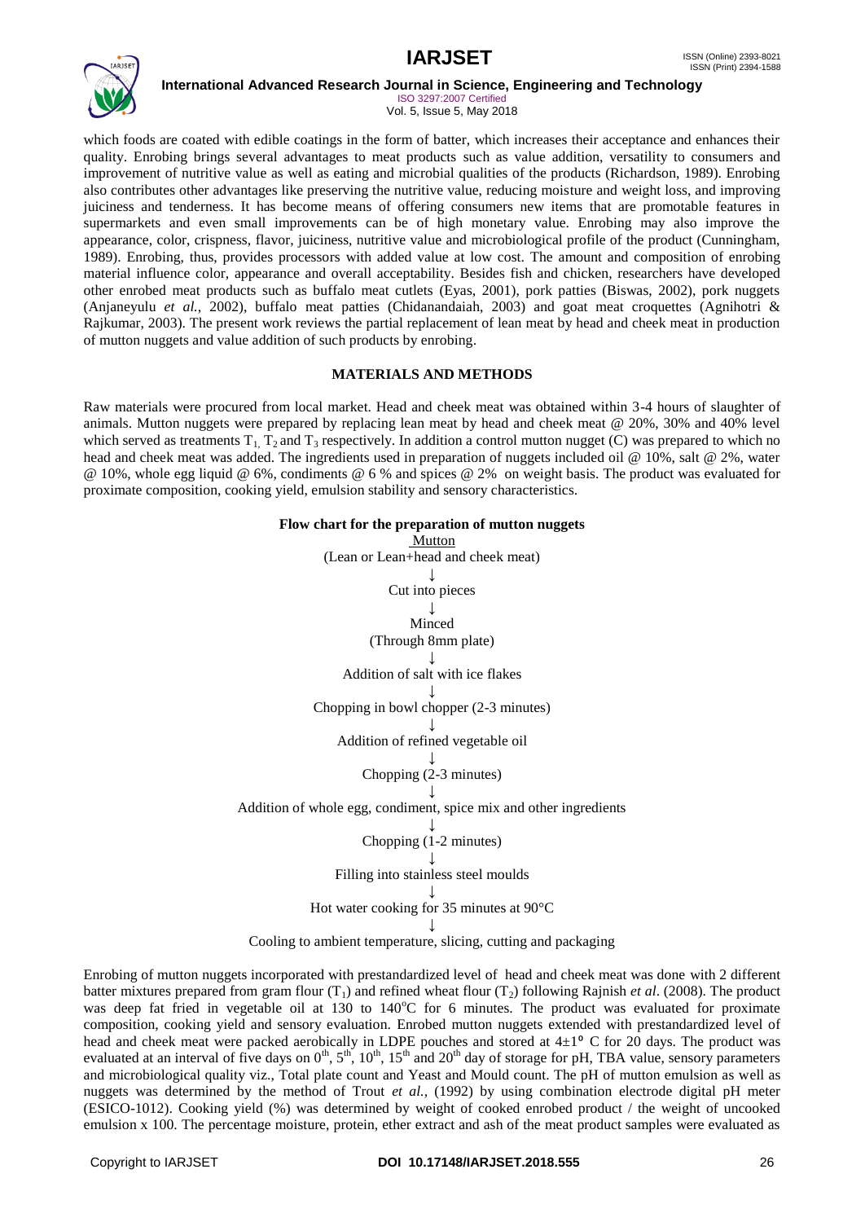which foods are coated with edible coatings in the form of batter, which increases their acceptance and enhances their quality. Enrobing brings several advantages to meat products such as value addition, versatility to consumers and improvement of nutritive value as well as eating and microbial qualities of the products (Richardson, 1989). Enrobing also contributes other advantages like preserving the nutritive value, reducing moisture and weight loss, and improving juiciness and tenderness. It has become means of offering consumers new items that are promotable features in supermarkets and even small improvements can be of high monetary value. Enrobing may also improve the appearance, color, crispness, flavor, juiciness, nutritive value and microbiological profile of the product (Cunningham, 1989). Enrobing, thus, provides processors with added value at low cost. The amount and composition of enrobing material influence color, appearance and overall acceptability. Besides fish and chicken, researchers have developed other enrobed meat products such as buffalo meat cutlets (Eyas, 2001), pork patties (Biswas, 2002), pork nuggets (Anjaneyulu *et al.,* 2002), buffalo meat patties (Chidanandaiah, 2003) and goat meat croquettes (Agnihotri & Rajkumar, 2003). The present work reviews the partial replacement of lean meat by head and cheek meat in production of mutton nuggets and value addition of such products by enrobing.

## MATERIALS AND METHODS

Raw materials were procured from local market. Head and cheek meat was obtained within 3-4 hours of slaughter of animals. Mutton nuggets were prepared by replacing lean meat by head and cheek meat @ 20%, 30% and 40% level which served as treatments $T_1$, $T_2$ and $T_3$ respectively. In addition a control mutton nugget (C) was prepared to which no head and cheek meat was added. The ingredients used in preparation of nuggets included oil @ 10%, salt @ 2%, water @ 10%, whole egg liquid @ 6%, condiments @ 6 % and spices @ 2% on weight basis. The product was evaluated for proximate composition, cooking yield, emulsion stability and sensory characteristics.

**Flow chart for the preparation of mutton nuggets**

Mutton
(Lean or Lean+head and cheek meat)
↓
Cut into pieces
↓
Minced
(Through 8mm plate)
↓
Addition of salt with ice flakes
↓
Chopping in bowl chopper (2-3 minutes)
↓
Addition of refined vegetable oil
↓
Chopping (2-3 minutes)
↓
Addition of whole egg, condiment, spice mix and other ingredients
↓
Chopping (1-2 minutes)
↓
Filling into stainless steel moulds
↓
Hot water cooking for 35 minutes at 90°C
↓
Cooling to ambient temperature, slicing, cutting and packaging

Enrobing of mutton nuggets incorporated with prestandardized level of head and cheek meat was done with 2 different batter mixtures prepared from gram flour ($T_1$) and refined wheat flour ($T_2$) following Rajnish *et al*. (2008). The product was deep fat fried in vegetable oil at 130 to 140°C for 6 minutes. The product was evaluated for proximate composition, cooking yield and sensory evaluation. Enrobed mutton nuggets extended with prestandardized level of head and cheek meat were packed aerobically in LDPE pouches and stored at 4±1° C for 20 days. The product was evaluated at an interval of five days on $0^{th}$, $5^{th}$, $10^{th}$, $15^{th}$ and $20^{th}$ day of storage for pH, TBA value, sensory parameters and microbiological quality viz., Total plate count and Yeast and Mould count. The pH of mutton emulsion as well as nuggets was determined by the method of Trout *et al.,* (1992) by using combination electrode digital pH meter (ESICO-1012). Cooking yield (%) was determined by weight of cooked enrobed product / the weight of uncooked emulsion x 100. The percentage moisture, protein, ether extract and ash of the meat product samples were evaluated as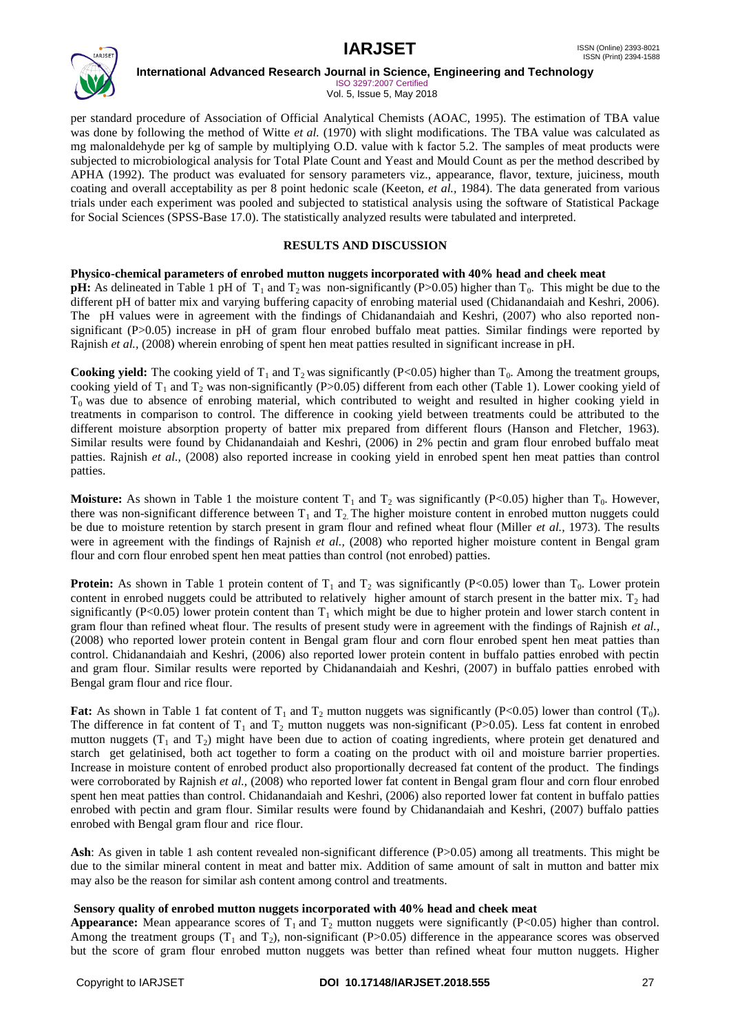per standard procedure of Association of Official Analytical Chemists (AOAC, 1995). The estimation of TBA value was done by following the method of Witte *et al.* (1970) with slight modifications. The TBA value was calculated as mg malonaldehyde per kg of sample by multiplying O.D. value with k factor 5.2. The samples of meat products were subjected to microbiological analysis for Total Plate Count and Yeast and Mould Count as per the method described by APHA (1992). The product was evaluated for sensory parameters viz., appearance, flavor, texture, juiciness, mouth coating and overall acceptability as per 8 point hedonic scale (Keeton, *et al.,* 1984). The data generated from various trials under each experiment was pooled and subjected to statistical analysis using the software of Statistical Package for Social Sciences (SPSS-Base 17.0). The statistically analyzed results were tabulated and interpreted.

## RESULTS AND DISCUSSION

### Physico-chemical parameters of enrobed mutton nuggets incorporated with 40% head and cheek meat

**pH:** As delineated in Table 1 pH of $T_1$ and $T_2$ was non-significantly ($P>0.05$) higher than $T_0$. This might be due to the different pH of batter mix and varying buffering capacity of enrobing material used (Chidanandaiah and Keshri, 2006). The pH values were in agreement with the findings of Chidanandaiah and Keshri, (2007) who also reported non-significant ($P>0.05$) increase in pH of gram flour enrobed buffalo meat patties. Similar findings were reported by Rajnish *et al.,* (2008) wherein enrobing of spent hen meat patties resulted in significant increase in pH.

**Cooking yield:** The cooking yield of $T_1$ and $T_2$ was significantly ($P<0.05$) higher than $T_0$. Among the treatment groups, cooking yield of $T_1$ and $T_2$ was non-significantly ($P>0.05$) different from each other (Table 1). Lower cooking yield of $T_0$ was due to absence of enrobing material, which contributed to weight and resulted in higher cooking yield in treatments in comparison to control. The difference in cooking yield between treatments could be attributed to the different moisture absorption property of batter mix prepared from different flours (Hanson and Fletcher, 1963). Similar results were found by Chidanandaiah and Keshri, (2006) in 2% pectin and gram flour enrobed buffalo meat patties. Rajnish *et al.,* (2008) also reported increase in cooking yield in enrobed spent hen meat patties than control patties.

**Moisture:** As shown in Table 1 the moisture content $T_1$ and $T_2$ was significantly ($P<0.05$) higher than $T_0$. However, there was non-significant difference between $T_1$ and $T_2$. The higher moisture content in enrobed mutton nuggets could be due to moisture retention by starch present in gram flour and refined wheat flour (Miller *et al.,* 1973). The results were in agreement with the findings of Rajnish *et al.,* (2008) who reported higher moisture content in Bengal gram flour and corn flour enrobed spent hen meat patties than control (not enrobed) patties.

**Protein:** As shown in Table 1 protein content of $T_1$ and $T_2$ was significantly ($P<0.05$) lower than $T_0$. Lower protein content in enrobed nuggets could be attributed to relatively higher amount of starch present in the batter mix. $T_2$ had significantly ($P<0.05$) lower protein content than $T_1$ which might be due to higher protein and lower starch content in gram flour than refined wheat flour. The results of present study were in agreement with the findings of Rajnish *et al.,* (2008) who reported lower protein content in Bengal gram flour and corn flour enrobed spent hen meat patties than control. Chidanandaiah and Keshri, (2006) also reported lower protein content in buffalo patties enrobed with pectin and gram flour. Similar results were reported by Chidanandaiah and Keshri, (2007) in buffalo patties enrobed with Bengal gram flour and rice flour.

**Fat:** As shown in Table 1 fat content of $T_1$ and $T_2$ mutton nuggets was significantly ($P<0.05$) lower than control ($T_0$). The difference in fat content of $T_1$ and $T_2$ mutton nuggets was non-significant ($P>0.05$). Less fat content in enrobed mutton nuggets ($T_1$ and $T_2$) might have been due to action of coating ingredients, where protein get denatured and starch get gelatinised, both act together to form a coating on the product with oil and moisture barrier properties. Increase in moisture content of enrobed product also proportionally decreased fat content of the product. The findings were corroborated by Rajnish *et al.,* (2008) who reported lower fat content in Bengal gram flour and corn flour enrobed spent hen meat patties than control. Chidanandaiah and Keshri, (2006) also reported lower fat content in buffalo patties enrobed with pectin and gram flour. Similar results were found by Chidanandaiah and Keshri, (2007) buffalo patties enrobed with Bengal gram flour and rice flour.

**Ash**: As given in table 1 ash content revealed non-significant difference ($P>0.05$) among all treatments. This might be due to the similar mineral content in meat and batter mix. Addition of same amount of salt in mutton and batter mix may also be the reason for similar ash content among control and treatments.

### Sensory quality of enrobed mutton nuggets incorporated with 40% head and cheek meat

**Appearance:** Mean appearance scores of $T_1$ and $T_2$ mutton nuggets were significantly ($P<0.05$) higher than control. Among the treatment groups ($T_1$ and $T_2$), non-significant ($P>0.05$) difference in the appearance scores was observed but the score of gram flour enrobed mutton nuggets was better than refined wheat four mutton nuggets. Higher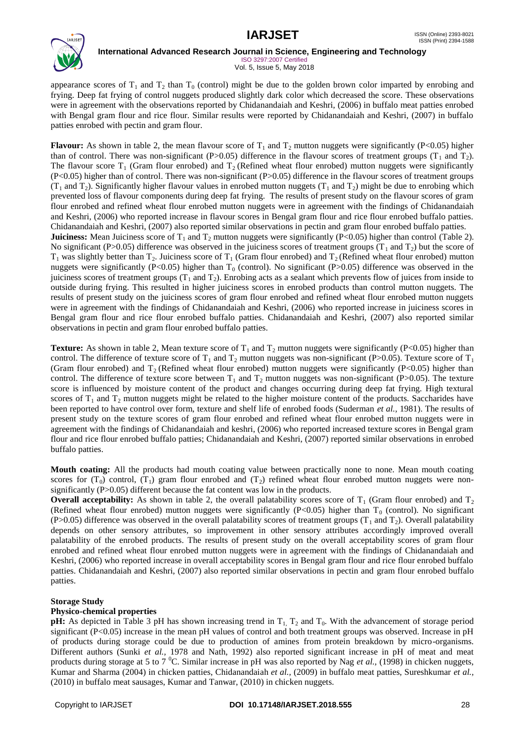appearance scores of $T_1$ and $T_2$ than $T_0$ (control) might be due to the golden brown color imparted by enrobing and frying. Deep fat frying of control nuggets produced slightly dark color which decreased the score. These observations were in agreement with the observations reported by Chidanandaiah and Keshri, (2006) in buffalo meat patties enrobed with Bengal gram flour and rice flour. Similar results were reported by Chidanandaiah and Keshri, (2007) in buffalo patties enrobed with pectin and gram flour.

**Flavour:** As shown in table 2, the mean flavour score of $T_1$ and $T_2$ mutton nuggets were significantly ($P<0.05$) higher than of control. There was non-significant ($P>0.05$) difference in the flavour scores of treatment groups ($T_1$ and $T_2$). The flavour score $T_1$ (Gram flour enrobed) and $T_2$ (Refined wheat flour enrobed) mutton nuggets were significantly ($P<0.05$) higher than of control. There was non-significant ($P>0.05$) difference in the flavour scores of treatment groups ($T_1$ and $T_2$). Significantly higher flavour values in enrobed mutton nuggets ($T_1$ and $T_2$) might be due to enrobing which prevented loss of flavour components during deep fat frying. The results of present study on the flavour scores of gram flour enrobed and refined wheat flour enrobed mutton nuggets were in agreement with the findings of Chidanandaiah and Keshri, (2006) who reported increase in flavour scores in Bengal gram flour and rice flour enrobed buffalo patties. Chidanandaiah and Keshri, (2007) also reported similar observations in pectin and gram flour enrobed buffalo patties.

**Juiciness:** Mean Juiciness score of $T_1$ and $T_2$ mutton nuggets were significantly ($P<0.05$) higher than control (Table 2). No significant ($P>0.05$) difference was observed in the juiciness scores of treatment groups ($T_1$ and $T_2$) but the score of $T_1$ was slightly better than $T_2$. Juiciness score of $T_1$ (Gram flour enrobed) and $T_2$ (Refined wheat flour enrobed) mutton nuggets were significantly ($P<0.05$) higher than $T_0$ (control). No significant ($P>0.05$) difference was observed in the juiciness scores of treatment groups ($T_1$ and $T_2$). Enrobing acts as a sealant which prevents flow of juices from inside to outside during frying. This resulted in higher juiciness scores in enrobed products than control mutton nuggets. The results of present study on the juiciness scores of gram flour enrobed and refined wheat flour enrobed mutton nuggets were in agreement with the findings of Chidanandaiah and Keshri, (2006) who reported increase in juiciness scores in Bengal gram flour and rice flour enrobed buffalo patties. Chidanandaiah and Keshri, (2007) also reported similar observations in pectin and gram flour enrobed buffalo patties.

**Texture:** As shown in table 2, Mean texture score of $T_1$ and $T_2$ mutton nuggets were significantly ($P<0.05$) higher than control. The difference of texture score of $T_1$ and $T_2$ mutton nuggets was non-significant ($P>0.05$). Texture score of $T_1$ (Gram flour enrobed) and $T_2$ (Refined wheat flour enrobed) mutton nuggets were significantly ($P<0.05$) higher than control. The difference of texture score between $T_1$ and $T_2$ mutton nuggets was non-significant ($P>0.05$). The texture score is influenced by moisture content of the product and changes occurring during deep fat frying. High textural scores of $T_1$ and $T_2$ mutton nuggets might be related to the higher moisture content of the products. Saccharides have been reported to have control over form, texture and shelf life of enrobed foods (Suderman *et al.,* 1981). The results of present study on the texture scores of gram flour enrobed and refined wheat flour enrobed mutton nuggets were in agreement with the findings of Chidanandaiah and keshri, (2006) who reported increased texture scores in Bengal gram flour and rice flour enrobed buffalo patties; Chidanandaiah and Keshri, (2007) reported similar observations in enrobed buffalo patties.

**Mouth coating:** All the products had mouth coating value between practically none to none. Mean mouth coating scores for ($T_0$) control, ($T_1$) gram flour enrobed and ($T_2$) refined wheat flour enrobed mutton nuggets were non-significantly ($P>0.05$) different because the fat content was low in the products.

**Overall acceptability:** As shown in table 2, the overall palatability scores score of $T_1$ (Gram flour enrobed) and $T_2$ (Refined wheat flour enrobed) mutton nuggets were significantly ($P<0.05$) higher than $T_0$ (control). No significant ($P>0.05$) difference was observed in the overall palatability scores of treatment groups ($T_1$ and $T_2$). Overall palatability depends on other sensory attributes, so improvement in other sensory attributes accordingly improved overall palatability of the enrobed products. The results of present study on the overall acceptability scores of gram flour enrobed and refined wheat flour enrobed mutton nuggets were in agreement with the findings of Chidanandaiah and Keshri, (2006) who reported increase in overall acceptability scores in Bengal gram flour and rice flour enrobed buffalo patties. Chidanandaiah and Keshri, (2007) also reported similar observations in pectin and gram flour enrobed buffalo patties.

**Storage Study**

**Physico-chemical properties**

**pH:** As depicted in Table 3 pH has shown increasing trend in $T_1$, $T_2$ and $T_0$. With the advancement of storage period significant ($P<0.05$) increase in the mean pH values of control and both treatment groups was observed. Increase in pH of products during storage could be due to production of amines from protein breakdown by micro-organisms. Different authors (Sunki *et al.,* 1978 and Nath, 1992) also reported significant increase in pH of meat and meat products during storage at 5 to 7 $^0$C. Similar increase in pH was also reported by Nag *et al.,* (1998) in chicken nuggets, Kumar and Sharma (2004) in chicken patties, Chidanandaiah *et al.,* (2009) in buffalo meat patties, Sureshkumar *et al.,* (2010) in buffalo meat sausages, Kumar and Tanwar, (2010) in chicken nuggets.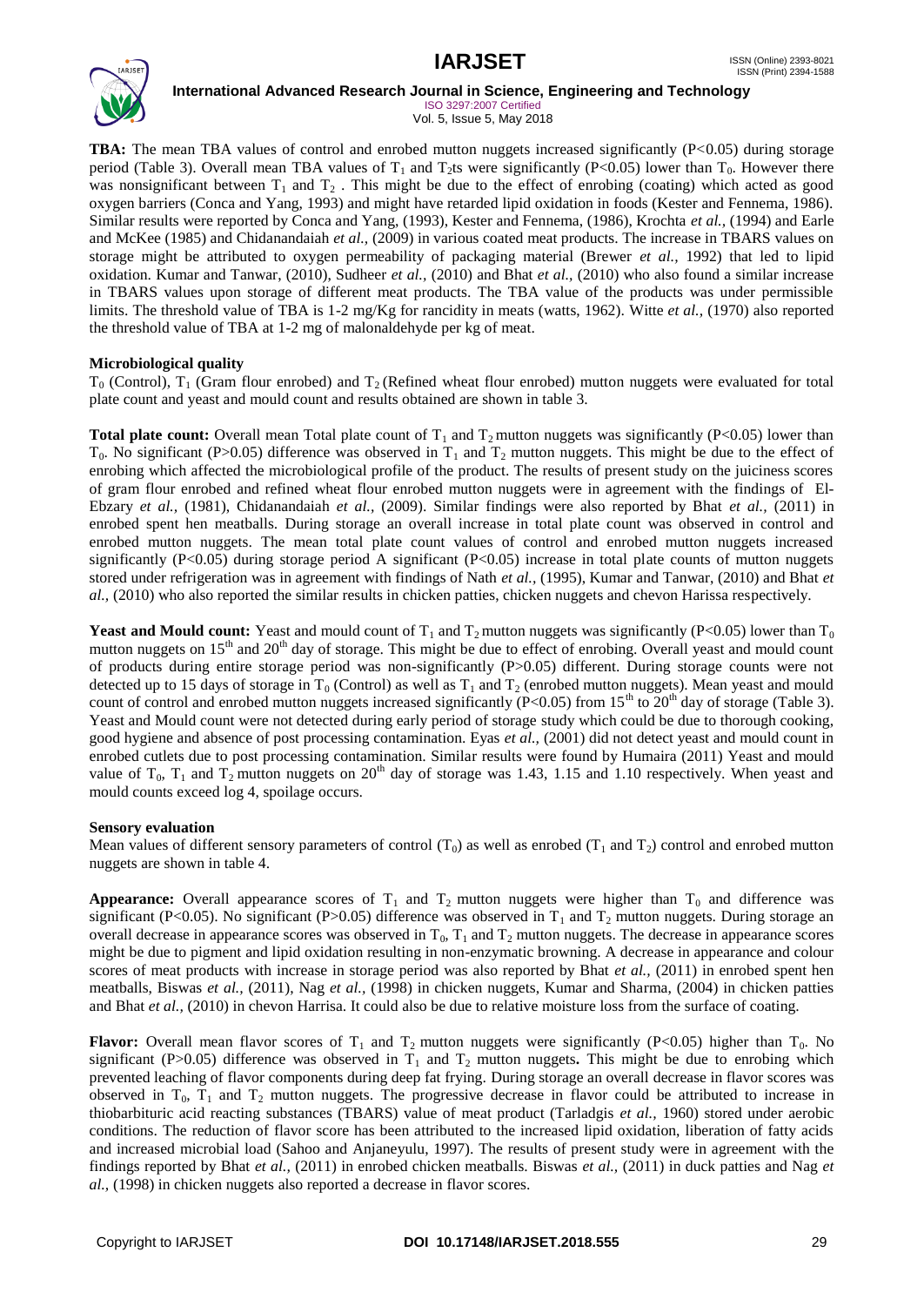**TBA:** The mean TBA values of control and enrobed mutton nuggets increased significantly ($P<0.05$) during storage period (Table 3). Overall mean TBA values of $T_1$ and $T_2$ts were significantly ($P<0.05$) lower than $T_0$. However there was nonsignificant between $T_1$ and $T_2$ . This might be due to the effect of enrobing (coating) which acted as good oxygen barriers (Conca and Yang, 1993) and might have retarded lipid oxidation in foods (Kester and Fennema, 1986). Similar results were reported by Conca and Yang, (1993), Kester and Fennema, (1986), Krochta *et al.,* (1994) and Earle and McKee (1985) and Chidanandaiah *et al.,* (2009) in various coated meat products. The increase in TBARS values on storage might be attributed to oxygen permeability of packaging material (Brewer *et al.,* 1992) that led to lipid oxidation. Kumar and Tanwar, (2010), Sudheer *et al.,* (2010) and Bhat *et al.,* (2010) who also found a similar increase in TBARS values upon storage of different meat products. The TBA value of the products was under permissible limits. The threshold value of TBA is 1-2 mg/Kg for rancidity in meats (watts, 1962). Witte *et al.,* (1970) also reported the threshold value of TBA at 1-2 mg of malonaldehyde per kg of meat.

**Microbiological quality**

$T_0$ (Control), $T_1$ (Gram flour enrobed) and $T_2$ (Refined wheat flour enrobed) mutton nuggets were evaluated for total plate count and yeast and mould count and results obtained are shown in table 3.

**Total plate count:** Overall mean Total plate count of $T_1$ and $T_2$ mutton nuggets was significantly ($P<0.05$) lower than $T_0$. No significant ($P>0.05$) difference was observed in $T_1$ and $T_2$ mutton nuggets. This might be due to the effect of enrobing which affected the microbiological profile of the product. The results of present study on the juiciness scores of gram flour enrobed and refined wheat flour enrobed mutton nuggets were in agreement with the findings of El-Ebzary *et al.,* (1981), Chidanandaiah *et al.,* (2009). Similar findings were also reported by Bhat *et al.,* (2011) in enrobed spent hen meatballs. During storage an overall increase in total plate count was observed in control and enrobed mutton nuggets. The mean total plate count values of control and enrobed mutton nuggets increased significantly ($P<0.05$) during storage period A significant ($P<0.05$) increase in total plate counts of mutton nuggets stored under refrigeration was in agreement with findings of Nath *et al.,* (1995), Kumar and Tanwar, (2010) and Bhat *et al.,* (2010) who also reported the similar results in chicken patties, chicken nuggets and chevon Harissa respectively.

**Yeast and Mould count:** Yeast and mould count of $T_1$ and $T_2$ mutton nuggets was significantly ($P<0.05$) lower than $T_0$ mutton nuggets on $15^{th}$ and $20^{th}$ day of storage. This might be due to effect of enrobing. Overall yeast and mould count of products during entire storage period was non-significantly ($P>0.05$) different. During storage counts were not detected up to 15 days of storage in $T_0$ (Control) as well as $T_1$ and $T_2$ (enrobed mutton nuggets). Mean yeast and mould count of control and enrobed mutton nuggets increased significantly ($P<0.05$) from $15^{th}$ to $20^{th}$ day of storage (Table 3). Yeast and Mould count were not detected during early period of storage study which could be due to thorough cooking, good hygiene and absence of post processing contamination. Eyas *et al.,* (2001) did not detect yeast and mould count in enrobed cutlets due to post processing contamination. Similar results were found by Humaira (2011) Yeast and mould value of $T_0$, $T_1$ and $T_2$ mutton nuggets on $20^{th}$ day of storage was 1.43, 1.15 and 1.10 respectively. When yeast and mould counts exceed log 4, spoilage occurs.

**Sensory evaluation**

Mean values of different sensory parameters of control ($T_0$) as well as enrobed ($T_1$ and $T_2$) control and enrobed mutton nuggets are shown in table 4.

**Appearance:** Overall appearance scores of $T_1$ and $T_2$ mutton nuggets were higher than $T_0$ and difference was significant ($P<0.05$). No significant ($P>0.05$) difference was observed in $T_1$ and $T_2$ mutton nuggets. During storage an overall decrease in appearance scores was observed in $T_0$, $T_1$ and $T_2$ mutton nuggets. The decrease in appearance scores might be due to pigment and lipid oxidation resulting in non-enzymatic browning. A decrease in appearance and colour scores of meat products with increase in storage period was also reported by Bhat *et al.,* (2011) in enrobed spent hen meatballs, Biswas *et al.,* (2011), Nag *et al.,* (1998) in chicken nuggets, Kumar and Sharma, (2004) in chicken patties and Bhat *et al.,* (2010) in chevon Harrisa. It could also be due to relative moisture loss from the surface of coating.

**Flavor:** Overall mean flavor scores of $T_1$ and $T_2$ mutton nuggets were significantly ($P<0.05$) higher than $T_0$. No significant ($P>0.05$) difference was observed in $T_1$ and $T_2$ mutton nuggets**.** This might be due to enrobing which prevented leaching of flavor components during deep fat frying. During storage an overall decrease in flavor scores was observed in $T_0$, $T_1$ and $T_2$ mutton nuggets. The progressive decrease in flavor could be attributed to increase in thiobarbituric acid reacting substances (TBARS) value of meat product (Tarladgis *et al.,* 1960) stored under aerobic conditions. The reduction of flavor score has been attributed to the increased lipid oxidation, liberation of fatty acids and increased microbial load (Sahoo and Anjaneyulu, 1997). The results of present study were in agreement with the findings reported by Bhat *et al.,* (2011) in enrobed chicken meatballs. Biswas *et al.,* (2011) in duck patties and Nag *et al.,* (1998) in chicken nuggets also reported a decrease in flavor scores.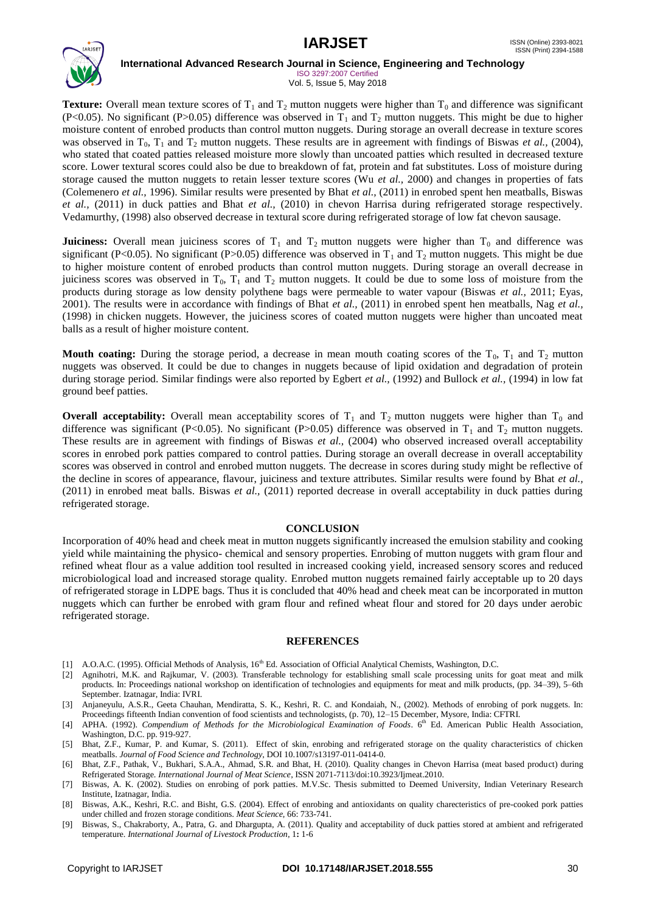**Texture:** Overall mean texture scores of $T_1$ and $T_2$ mutton nuggets were higher than $T_0$ and difference was significant ($P<0.05$). No significant ($P>0.05$) difference was observed in $T_1$ and $T_2$ mutton nuggets. This might be due to higher moisture content of enrobed products than control mutton nuggets. During storage an overall decrease in texture scores was observed in $T_0$, $T_1$ and $T_2$ mutton nuggets. These results are in agreement with findings of Biswas *et al.,* (2004), who stated that coated patties released moisture more slowly than uncoated patties which resulted in decreased texture score. Lower textural scores could also be due to breakdown of fat, protein and fat substitutes. Loss of moisture during storage caused the mutton nuggets to retain lesser texture scores (Wu *et al.,* 2000) and changes in properties of fats (Colemenero *et al.,* 1996). Similar results were presented by Bhat *et al.,* (2011) in enrobed spent hen meatballs, Biswas *et al.,* (2011) in duck patties and Bhat *et al.,* (2010) in chevon Harrisa during refrigerated storage respectively. Vedamurthy, (1998) also observed decrease in textural score during refrigerated storage of low fat chevon sausage.

**Juiciness:** Overall mean juiciness scores of $T_1$ and $T_2$ mutton nuggets were higher than $T_0$ and difference was significant ($P<0.05$). No significant ($P>0.05$) difference was observed in $T_1$ and $T_2$ mutton nuggets. This might be due to higher moisture content of enrobed products than control mutton nuggets. During storage an overall decrease in juiciness scores was observed in $T_0$, $T_1$ and $T_2$ mutton nuggets. It could be due to some loss of moisture from the products during storage as low density polythene bags were permeable to water vapour (Biswas *et al.,* 2011; Eyas, 2001). The results were in accordance with findings of Bhat *et al.,* (2011) in enrobed spent hen meatballs, Nag *et al.,* (1998) in chicken nuggets. However, the juiciness scores of coated mutton nuggets were higher than uncoated meat balls as a result of higher moisture content.

**Mouth coating:** During the storage period, a decrease in mean mouth coating scores of the $T_0$, $T_1$ and $T_2$ mutton nuggets was observed. It could be due to changes in nuggets because of lipid oxidation and degradation of protein during storage period. Similar findings were also reported by Egbert *et al.,* (1992) and Bullock *et al.,* (1994) in low fat ground beef patties.

**Overall acceptability:** Overall mean acceptability scores of $T_1$ and $T_2$ mutton nuggets were higher than $T_0$ and difference was significant ($P<0.05$). No significant ($P>0.05$) difference was observed in $T_1$ and $T_2$ mutton nuggets. These results are in agreement with findings of Biswas *et al.,* (2004) who observed increased overall acceptability scores in enrobed pork patties compared to control patties. During storage an overall decrease in overall acceptability scores was observed in control and enrobed mutton nuggets. The decrease in scores during study might be reflective of the decline in scores of appearance, flavour, juiciness and texture attributes. Similar results were found by Bhat *et al.,* (2011) in enrobed meat balls. Biswas *et al.,* (2011) reported decrease in overall acceptability in duck patties during refrigerated storage.

## CONCLUSION

Incorporation of 40% head and cheek meat in mutton nuggets significantly increased the emulsion stability and cooking yield while maintaining the physico- chemical and sensory properties. Enrobing of mutton nuggets with gram flour and refined wheat flour as a value addition tool resulted in increased cooking yield, increased sensory scores and reduced microbiological load and increased storage quality. Enrobed mutton nuggets remained fairly acceptable up to 20 days of refrigerated storage in LDPE bags. Thus it is concluded that 40% head and cheek meat can be incorporated in mutton nuggets which can further be enrobed with gram flour and refined wheat flour and stored for 20 days under aerobic refrigerated storage.

## REFERENCES

[1] A.O.A.C. (1995). Official Methods of Analysis, 16th Ed. Association of Official Analytical Chemists, Washington, D.C.

[2] Agnihotri, M.K. and Rajkumar, V. (2003). Transferable technology for establishing small scale processing units for goat meat and milk products. In: Proceedings national workshop on identification of technologies and equipments for meat and milk products, (pp. 34–39), 5–6th September. Izatnagar, India: IVRI.

[3] Anjaneyulu, A.S.R., Geeta Chauhan, Mendiratta, S. K., Keshri, R. C. and Kondaiah, N., (2002). Methods of enrobing of pork nuggets. In: Proceedings fifteenth Indian convention of food scientists and technologists, (p. 70), 12–15 December, Mysore, India: CFTRI.

[4] APHA. (1992). *Compendium of Methods for the Microbiological Examination of Foods*. 6th Ed. American Public Health Association, Washington, D.C. pp. 919-927.

[5] Bhat, Z.F., Kumar, P. and Kumar, S. (2011). Effect of skin, enrobing and refrigerated storage on the quality characteristics of chicken meatballs. *Journal of Food Science and Technology*, DOI 10.1007/s13197-011-0414-0.

[6] Bhat, Z.F., Pathak, V., Bukhari, S.A.A., Ahmad, S.R. and Bhat, H. (2010). Quality changes in Chevon Harrisa (meat based product) during Refrigerated Storage. *International Journal of Meat Science*, ISSN 2071-7113/doi:10.3923/Ijmeat.2010.

[7] Biswas, A. K. (2002). Studies on enrobing of pork patties. M.V.Sc. Thesis submitted to Deemed University, Indian Veterinary Research Institute, Izatnagar, India.

[8] Biswas, A.K., Keshri, R.C. and Bisht, G.S. (2004). Effect of enrobing and antioxidants on quality charecteristics of pre-cooked pork patties under chilled and frozen storage conditions. *Meat Science*, 66: 733-741.

[9] Biswas, S., Chakraborty, A., Patra, G. and Dhargupta, A. (2011). Quality and acceptability of duck patties stored at ambient and refrigerated temperature. *International Journal of Livestock Production*, 1**:** 1-6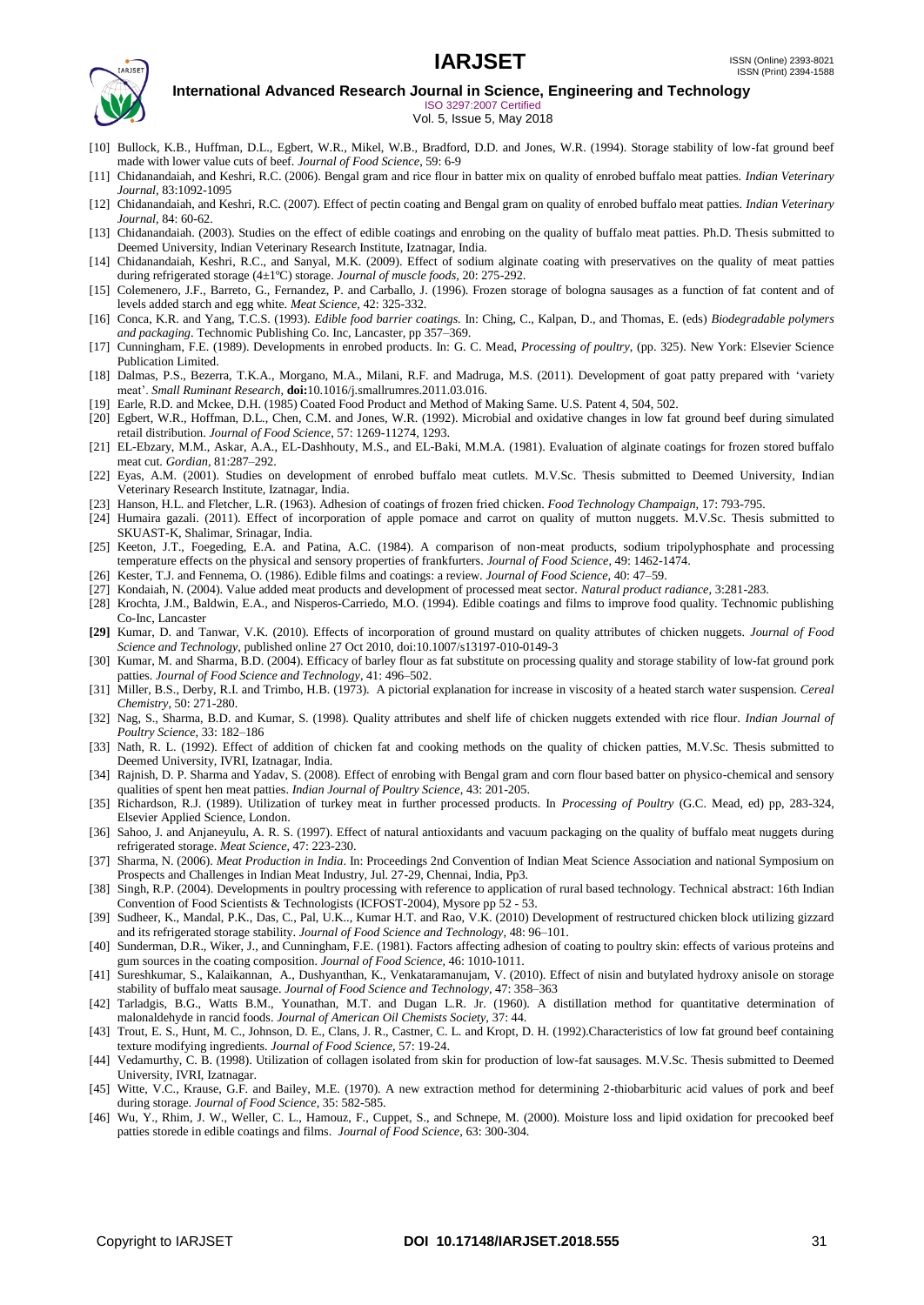[10] Bullock, K.B., Huffman, D.L., Egbert, W.R., Mikel, W.B., Bradford, D.D. and Jones, W.R. (1994). Storage stability of low-fat ground beef made with lower value cuts of beef. *Journal of Food Science*, 59: 6-9

[11] Chidanandaiah, and Keshri, R.C. (2006). Bengal gram and rice flour in batter mix on quality of enrobed buffalo meat patties. *Indian Veterinary Journal*, 83:1092-1095

[12] Chidanandaiah, and Keshri, R.C. (2007). Effect of pectin coating and Bengal gram on quality of enrobed buffalo meat patties. *Indian Veterinary Journal*, 84: 60-62.

[13] Chidanandaiah. (2003). Studies on the effect of edible coatings and enrobing on the quality of buffalo meat patties. Ph.D. Thesis submitted to Deemed University, Indian Veterinary Research Institute, Izatnagar, India.

[14] Chidanandaiah, Keshri, R.C., and Sanyal, M.K. (2009). Effect of sodium alginate coating with preservatives on the quality of meat patties during refrigerated storage (4±1ºC) storage. *Journal of muscle foods*, 20: 275-292.

[15] Colemenero, J.F., Barreto, G., Fernandez, P. and Carballo, J. (1996). Frozen storage of bologna sausages as a function of fat content and of levels added starch and egg white. *Meat Science*, 42: 325-332.

[16] Conca, K.R. and Yang, T.C.S. (1993). *Edible food barrier coatings.* In: Ching, C., Kalpan, D., and Thomas, E. (eds) *Biodegradable polymers and packaging*. Technomic Publishing Co. Inc, Lancaster, pp 357–369.

[17] Cunningham, F.E. (1989). Developments in enrobed products. In: G. C. Mead, *Processing of poultry*, (pp. 325). New York: Elsevier Science Publication Limited.

[18] Dalmas, P.S., Bezerra, T.K.A., Morgano, M.A., Milani, R.F. and Madruga, M.S. (2011). Development of goat patty prepared with 'variety meat'. *Small Ruminant Research*, **doi:**10.1016/j.smallrumres.2011.03.016.

[19] Earle, R.D. and Mckee, D.H. (1985) Coated Food Product and Method of Making Same. U.S. Patent 4, 504, 502.

[20] Egbert, W.R., Hoffman, D.L., Chen, C.M. and Jones, W.R. (1992). Microbial and oxidative changes in low fat ground beef during simulated retail distribution. *Journal of Food Science*, 57: 1269-11274, 1293.

[21] EL-Ebzary, M.M., Askar, A.A., EL-Dashhouty, M.S., and EL-Baki, M.M.A. (1981). Evaluation of alginate coatings for frozen stored buffalo meat cut. *Gordian*, 81:287–292.

[22] Eyas, A.M. (2001). Studies on development of enrobed buffalo meat cutlets. M.V.Sc. Thesis submitted to Deemed University, Indian Veterinary Research Institute, Izatnagar, India.

[23] Hanson, H.L. and Fletcher, L.R. (1963). Adhesion of coatings of frozen fried chicken. *Food Technology Champaign*, 17: 793-795.

[24] Humaira gazali. (2011). Effect of incorporation of apple pomace and carrot on quality of mutton nuggets. M.V.Sc. Thesis submitted to SKUAST-K, Shalimar, Srinagar, India.

[25] Keeton, J.T., Foegeding, E.A. and Patina, A.C. (1984). A comparison of non-meat products, sodium tripolyphosphate and processing temperature effects on the physical and sensory properties of frankfurters. *Journal of Food Science*, 49: 1462-1474.

[26] Kester, T.J. and Fennema, O. (1986). Edible films and coatings: a review. *Journal of Food Science*, 40: 47–59.

[27] Kondaiah, N. (2004). Value added meat products and development of processed meat sector. *Natural product radiance*, 3:281-283.

[28] Krochta, J.M., Baldwin, E.A., and Nisperos-Carriedo, M.O. (1994). Edible coatings and films to improve food quality. Technomic publishing Co-Inc, Lancaster

**[29]** Kumar, D. and Tanwar, V.K. (2010). Effects of incorporation of ground mustard on quality attributes of chicken nuggets. *Journal of Food Science and Technology*, published online 27 Oct 2010, doi:10.1007/s13197-010-0149-3

[30] Kumar, M. and Sharma, B.D. (2004). Efficacy of barley flour as fat substitute on processing quality and storage stability of low-fat ground pork patties. *Journal of Food Science and Technology*, 41: 496–502.

[31] Miller, B.S., Derby, R.I. and Trimbo, H.B. (1973). A pictorial explanation for increase in viscosity of a heated starch water suspension. *Cereal Chemistry*, 50: 271-280.

[32] Nag, S., Sharma, B.D. and Kumar, S. (1998). Quality attributes and shelf life of chicken nuggets extended with rice flour. *Indian Journal of Poultry Science*, 33: 182–186

[33] Nath, R. L. (1992). Effect of addition of chicken fat and cooking methods on the quality of chicken patties, M.V.Sc. Thesis submitted to Deemed University, IVRI, Izatnagar, India.

[34] Rajnish, D. P. Sharma and Yadav, S. (2008). Effect of enrobing with Bengal gram and corn flour based batter on physico-chemical and sensory qualities of spent hen meat patties. *Indian Journal of Poultry Science*, 43: 201-205.

[35] Richardson, R.J. (1989). Utilization of turkey meat in further processed products. In *Processing of Poultry* (G.C. Mead, ed) pp, 283-324, Elsevier Applied Science, London.

[36] Sahoo, J. and Anjaneyulu, A. R. S. (1997). Effect of natural antioxidants and vacuum packaging on the quality of buffalo meat nuggets during refrigerated storage. *Meat Science*, 47: 223-230.

[37] Sharma, N. (2006). *Meat Production in India*. In: Proceedings 2nd Convention of Indian Meat Science Association and national Symposium on Prospects and Challenges in Indian Meat Industry, Jul. 27-29, Chennai, India, Pp3.

[38] Singh, R.P. (2004). Developments in poultry processing with reference to application of rural based technology. Technical abstract: 16th Indian Convention of Food Scientists & Technologists (ICFOST-2004), Mysore pp 52 - 53.

[39] Sudheer, K., Mandal, P.K., Das, C., Pal, U.K.., Kumar H.T. and Rao, V.K. (2010) Development of restructured chicken block utilizing gizzard and its refrigerated storage stability. *Journal of Food Science and Technology*, 48: 96–101.

[40] Sunderman, D.R., Wiker, J., and Cunningham, F.E. (1981). Factors affecting adhesion of coating to poultry skin: effects of various proteins and gum sources in the coating composition. *Journal of Food Science*, 46: 1010-1011.

[41] Sureshkumar, S., Kalaikannan, A., Dushyanthan, K., Venkataramanujam, V. (2010). Effect of nisin and butylated hydroxy anisole on storage stability of buffalo meat sausage. *Journal of Food Science and Technology*, 47: 358–363

[42] Tarladgis, B.G., Watts B.M., Younathan, M.T. and Dugan L.R. Jr. (1960). A distillation method for quantitative determination of malonaldehyde in rancid foods. *Journal of American Oil Chemists Society*, 37: 44.

[43] Trout, E. S., Hunt, M. C., Johnson, D. E., Clans, J. R., Castner, C. L. and Kropt, D. H. (1992).Characteristics of low fat ground beef containing texture modifying ingredients. *Journal of Food Science*, 57: 19-24.

[44] Vedamurthy, C. B. (1998). Utilization of collagen isolated from skin for production of low-fat sausages. M.V.Sc. Thesis submitted to Deemed University, IVRI, Izatnagar.

[45] Witte, V.C., Krause, G.F. and Bailey, M.E. (1970). A new extraction method for determining 2-thiobarbituric acid values of pork and beef during storage. *Journal of Food Science*, 35: 582-585.

[46] Wu, Y., Rhim, J. W., Weller, C. L., Hamouz, F., Cuppet, S., and Schnepe, M. (2000). Moisture loss and lipid oxidation for precooked beef patties storede in edible coatings and films. *Journal of Food Science*, 63: 300-304.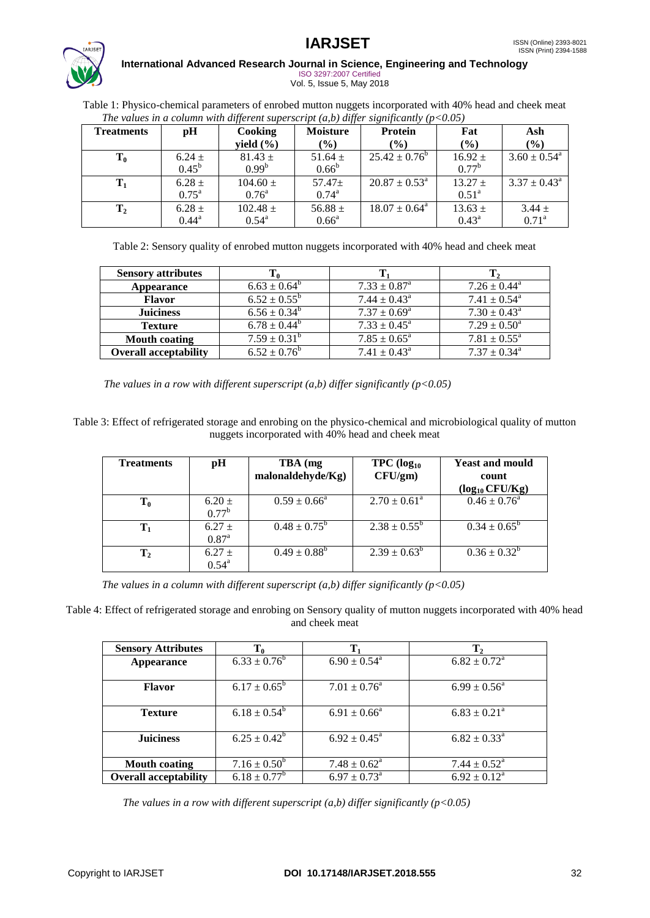Table 1: Physico-chemical parameters of enrobed mutton nuggets incorporated with 40% head and cheek meat

*The values in a column with different superscript (a,b) differ significantly (p<0.05)*

| Treatments | pH | Cooking yield (%) | Moisture (%) | Protein (%) | Fat (%) | Ash (%) |
|---|---|---|---|---|---|---|
| $T_0$ | $6.24 \pm 0.45^b$ | $81.43 \pm 0.99^b$ | $51.64 \pm 0.66^b$ | $25.42 \pm 0.76^b$ | $16.92 \pm 0.77^b$ | $3.60 \pm 0.54^a$ |
| $T_1$ | $6.28 \pm 0.75^a$ | $104.60 \pm 0.76^a$ | $57.47 \pm 0.74^a$ | $20.87 \pm 0.53^a$ | $13.27 \pm 0.51^a$ | $3.37 \pm 0.43^a$ |
| $T_2$ | $6.28 \pm 0.44^a$ | $102.48 \pm 0.54^a$ | $56.88 \pm 0.66^a$ | $18.07 \pm 0.64^a$ | $13.63 \pm 0.43^a$ | $3.44 \pm 0.71^a$ |

Table 2: Sensory quality of enrobed mutton nuggets incorporated with 40% head and cheek meat

| Sensory attributes | $T_0$ | $T_1$ | $T_2$ |
|---|---|---|---|
| **Appearance** | $6.63 \pm 0.64^b$ | $7.33 \pm 0.87^a$ | $7.26 \pm 0.44^a$ |
| **Flavor** | $6.52 \pm 0.55^b$ | $7.44 \pm 0.43^a$ | $7.41 \pm 0.54^a$ |
| **Juiciness** | $6.56 \pm 0.34^b$ | $7.37 \pm 0.69^a$ | $7.30 \pm 0.43^a$ |
| **Texture** | $6.78 \pm 0.44^b$ | $7.33 \pm 0.45^a$ | $7.29 \pm 0.50^a$ |
| **Mouth coating** | $7.59 \pm 0.31^b$ | $7.85 \pm 0.65^a$ | $7.81 \pm 0.55^a$ |
| **Overall acceptability** | $6.52 \pm 0.76^b$ | $7.41 \pm 0.43^a$ | $7.37 \pm 0.34^a$ |

*The values in a row with different superscript (a,b) differ significantly (p<0.05)*

Table 3: Effect of refrigerated storage and enrobing on the physico-chemical and microbiological quality of mutton nuggets incorporated with 40% head and cheek meat

| Treatments | pH | TBA (mg malonaldehyde/Kg) | TPC ($\log_{10}$ CFU/gm) | Yeast and mould count ($\log_{10}$ CFU/Kg) |
|---|---|---|---|---|
| $T_0$ | $6.20 \pm 0.77^b$ | $0.59 \pm 0.66^a$ | $2.70 \pm 0.61^a$ | $0.46 \pm 0.76^a$ |
| $T_1$ | $6.27 \pm 0.87^a$ | $0.48 \pm 0.75^b$ | $2.38 \pm 0.55^b$ | $0.34 \pm 0.65^b$ |
| $T_2$ | $6.27 \pm 0.54^a$ | $0.49 \pm 0.88^b$ | $2.39 \pm 0.63^b$ | $0.36 \pm 0.32^b$ |

*The values in a column with different superscript (a,b) differ significantly (p<0.05)*

Table 4: Effect of refrigerated storage and enrobing on Sensory quality of mutton nuggets incorporated with 40% head and cheek meat

| Sensory Attributes | $T_0$ | $T_1$ | $T_2$ |
|---|---|---|---|
| **Appearance** | $6.33 \pm 0.76^b$ | $6.90 \pm 0.54^a$ | $6.82 \pm 0.72^a$ |
| **Flavor** | $6.17 \pm 0.65^b$ | $7.01 \pm 0.76^a$ | $6.99 \pm 0.56^a$ |
| **Texture** | $6.18 \pm 0.54^b$ | $6.91 \pm 0.66^a$ | $6.83 \pm 0.21^a$ |
| **Juiciness** | $6.25 \pm 0.42^b$ | $6.92 \pm 0.45^a$ | $6.82 \pm 0.33^a$ |
| **Mouth coating** | $7.16 \pm 0.50^b$ | $7.48 \pm 0.62^a$ | $7.44 \pm 0.52^a$ |
| **Overall acceptability** | $6.18 \pm 0.77^b$ | $6.97 \pm 0.73^a$ | $6.92 \pm 0.12^a$ |

*The values in a row with different superscript (a,b) differ significantly (p<0.05)*